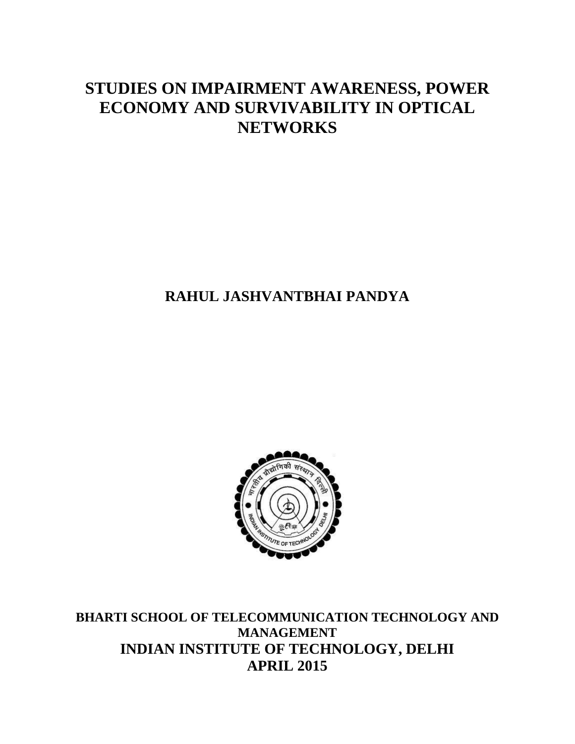# STUDIES ON IMPAIRMENT AWARENESS, POWER ECONOMY AND SURVIVABILITY IN OPTICAL NETWORKS

**RAHUL JASHVANTBHAI PANDYA**

**BHARTI SCHOOL OF TELECOMMUNICATION TECHNOLOGY AND MANAGEMENT**

**INDIAN INSTITUTE OF TECHNOLOGY, DELHI**

**APRIL 2015**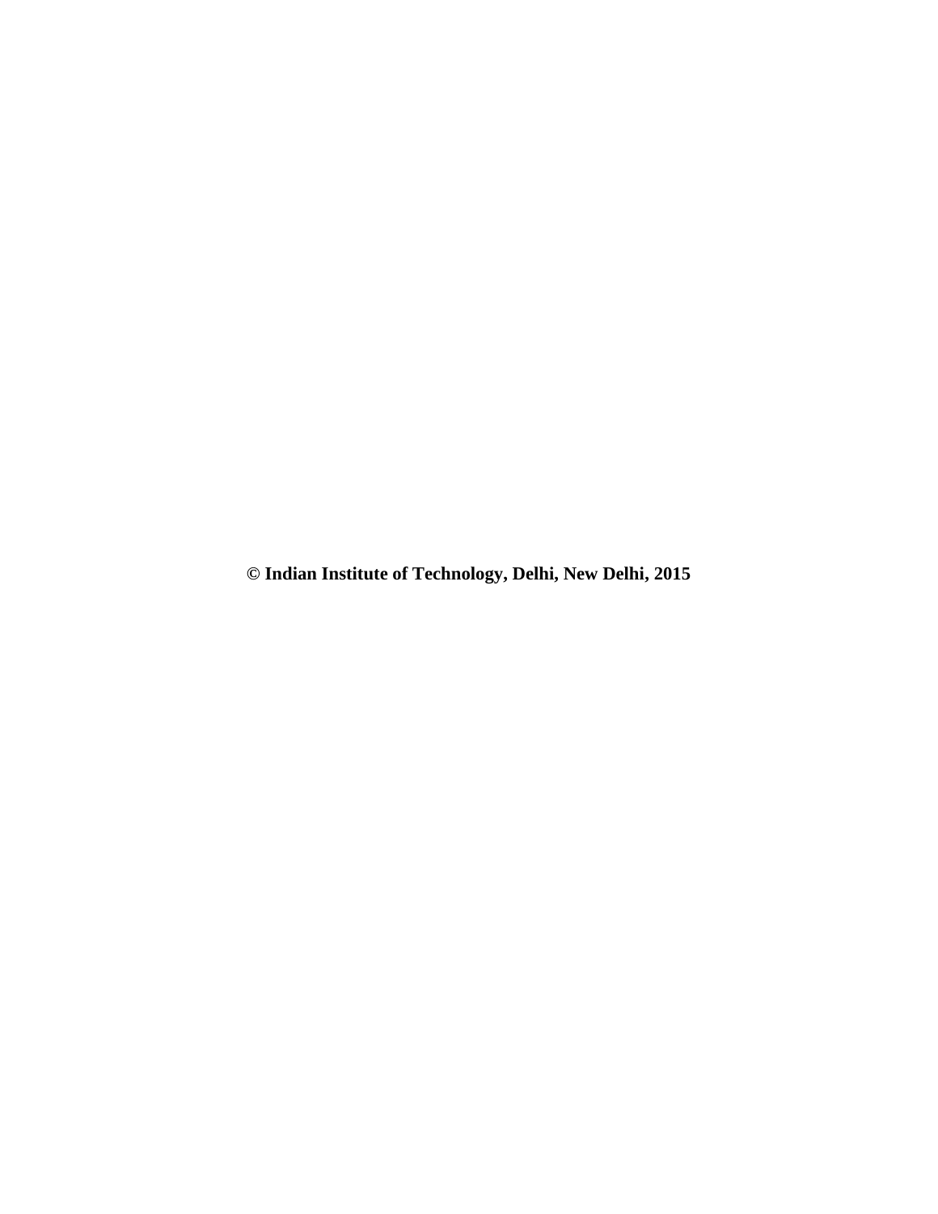**© Indian Institute of Technology, Delhi, New Delhi, 2015**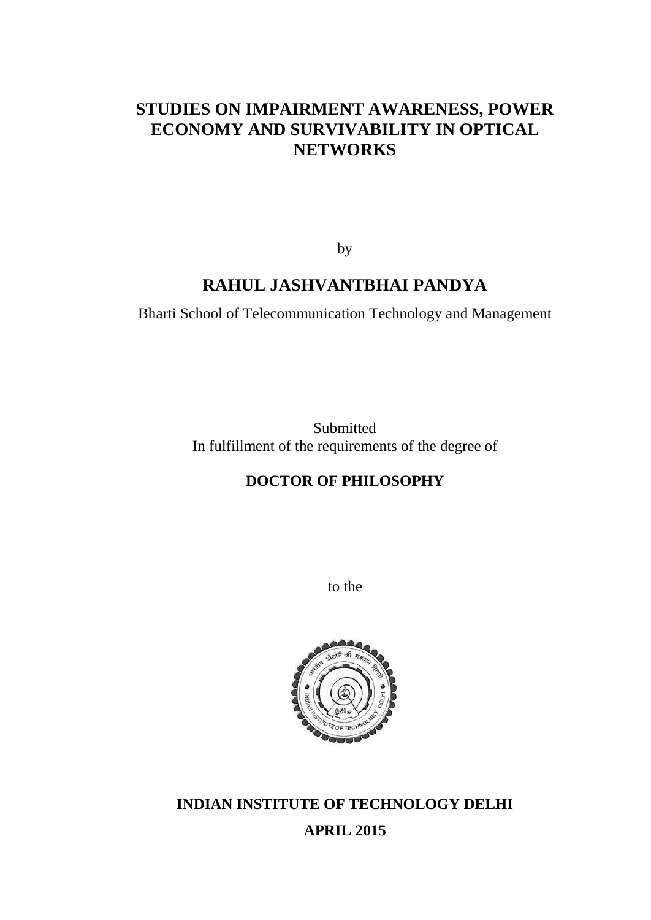# STUDIES ON IMPAIRMENT AWARENESS, POWER ECONOMY AND SURVIVABILITY IN OPTICAL NETWORKS

by

## RAHUL JASHVANTBHAI PANDYA

Bharti School of Telecommunication Technology and Management

Submitted
In fulfillment of the requirements of the degree of

**DOCTOR OF PHILOSOPHY**

to the

**INDIAN INSTITUTE OF TECHNOLOGY DELHI**

**APRIL 2015**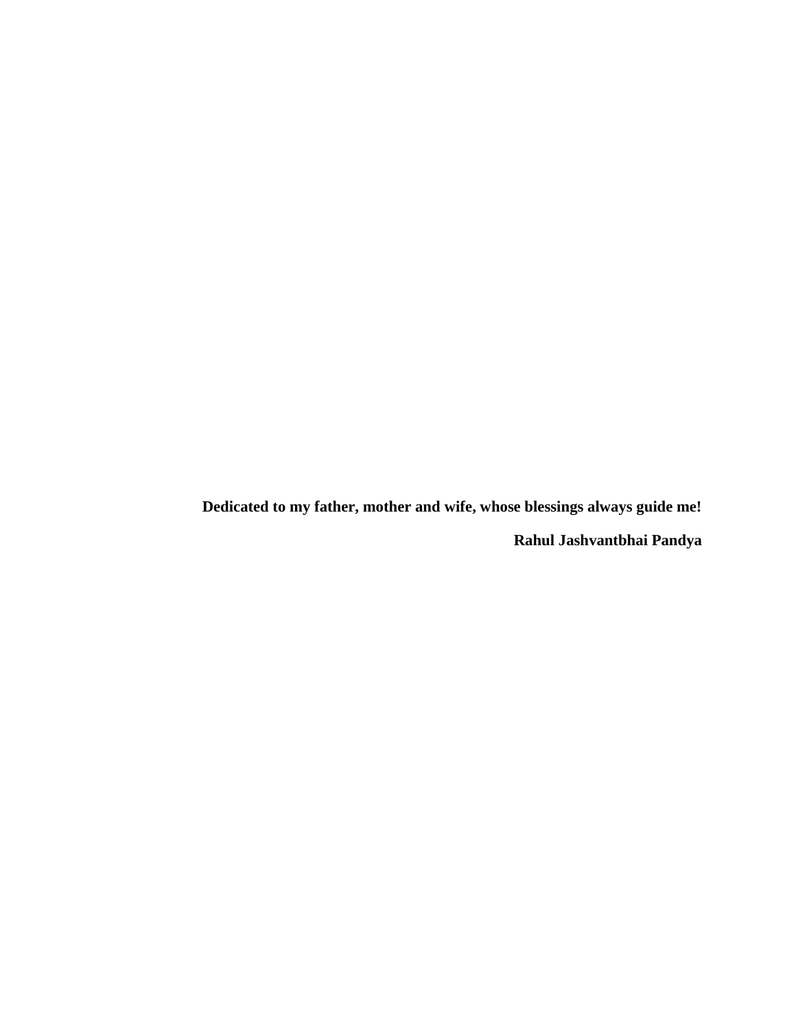**Dedicated to my father, mother and wife, whose blessings always guide me!**

**Rahul Jashvantbhai Pandya**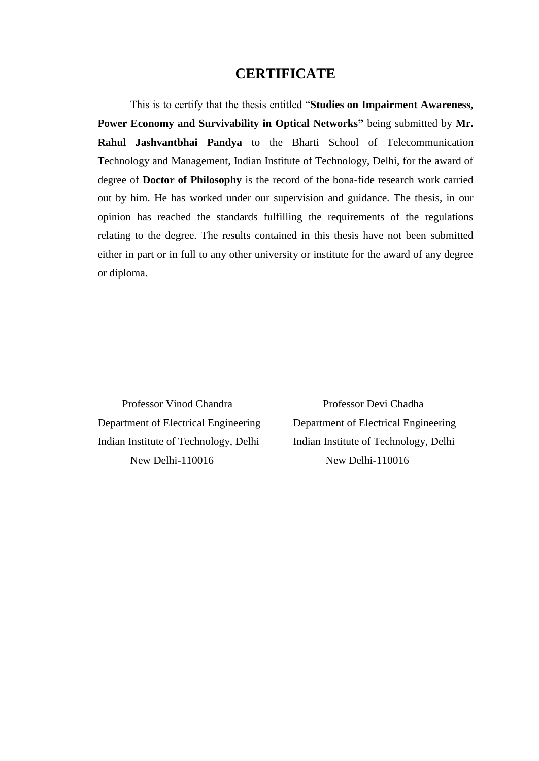# CERTIFICATE

This is to certify that the thesis entitled "**Studies on Impairment Awareness, Power Economy and Survivability in Optical Networks"** being submitted by **Mr. Rahul Jashvantbhai Pandya** to the Bharti School of Telecommunication Technology and Management, Indian Institute of Technology, Delhi, for the award of degree of **Doctor of Philosophy** is the record of the bona-fide research work carried out by him. He has worked under our supervision and guidance. The thesis, in our opinion has reached the standards fulfilling the requirements of the regulations relating to the degree. The results contained in this thesis have not been submitted either in part or in full to any other university or institute for the award of any degree or diploma.

Professor Vinod Chandra
Department of Electrical Engineering
Indian Institute of Technology, Delhi
New Delhi-110016

Professor Devi Chadha
Department of Electrical Engineering
Indian Institute of Technology, Delhi
New Delhi-110016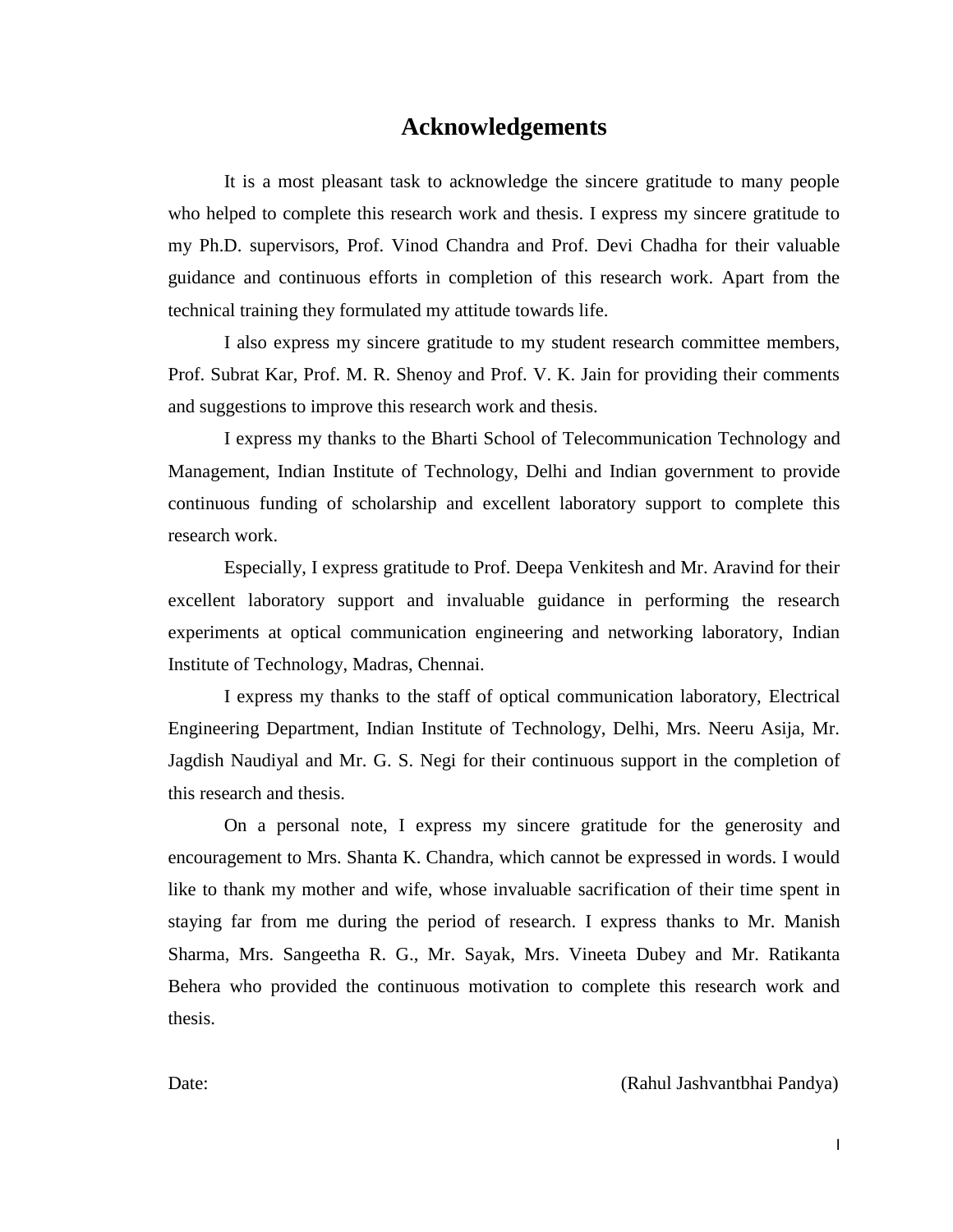# Acknowledgements

It is a most pleasant task to acknowledge the sincere gratitude to many people who helped to complete this research work and thesis. I express my sincere gratitude to my Ph.D. supervisors, Prof. Vinod Chandra and Prof. Devi Chadha for their valuable guidance and continuous efforts in completion of this research work. Apart from the technical training they formulated my attitude towards life.

I also express my sincere gratitude to my student research committee members, Prof. Subrat Kar, Prof. M. R. Shenoy and Prof. V. K. Jain for providing their comments and suggestions to improve this research work and thesis.

I express my thanks to the Bharti School of Telecommunication Technology and Management, Indian Institute of Technology, Delhi and Indian government to provide continuous funding of scholarship and excellent laboratory support to complete this research work.

Especially, I express gratitude to Prof. Deepa Venkitesh and Mr. Aravind for their excellent laboratory support and invaluable guidance in performing the research experiments at optical communication engineering and networking laboratory, Indian Institute of Technology, Madras, Chennai.

I express my thanks to the staff of optical communication laboratory, Electrical Engineering Department, Indian Institute of Technology, Delhi, Mrs. Neeru Asija, Mr. Jagdish Naudiyal and Mr. G. S. Negi for their continuous support in the completion of this research and thesis.

On a personal note, I express my sincere gratitude for the generosity and encouragement to Mrs. Shanta K. Chandra, which cannot be expressed in words. I would like to thank my mother and wife, whose invaluable sacrification of their time spent in staying far from me during the period of research. I express thanks to Mr. Manish Sharma, Mrs. Sangeetha R. G., Mr. Sayak, Mrs. Vineeta Dubey and Mr. Ratikanta Behera who provided the continuous motivation to complete this research work and thesis.

Date: (Rahul Jashvantbhai Pandya)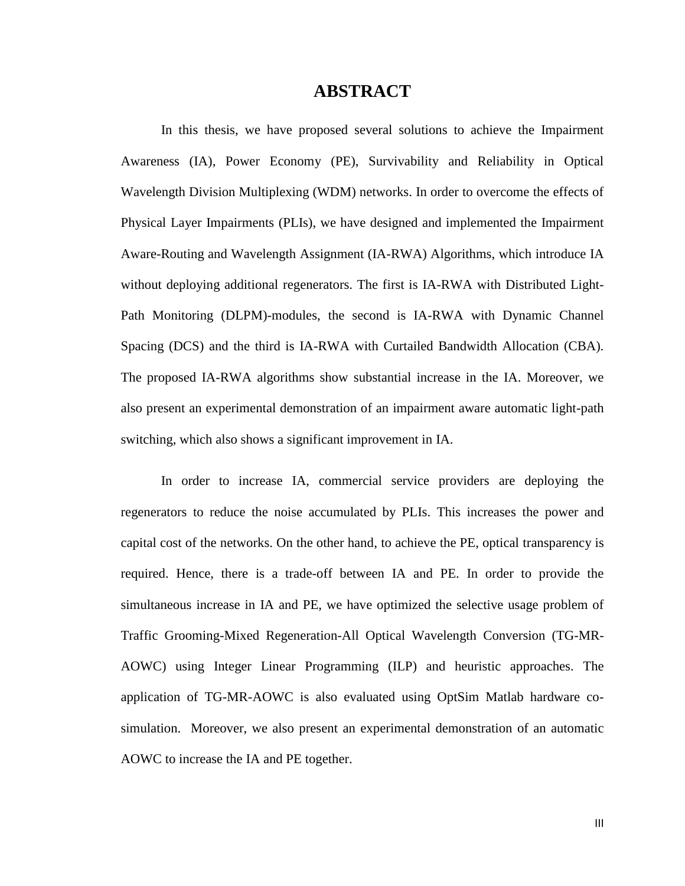# ABSTRACT

In this thesis, we have proposed several solutions to achieve the Impairment Awareness (IA), Power Economy (PE), Survivability and Reliability in Optical Wavelength Division Multiplexing (WDM) networks. In order to overcome the effects of Physical Layer Impairments (PLIs), we have designed and implemented the Impairment Aware-Routing and Wavelength Assignment (IA-RWA) Algorithms, which introduce IA without deploying additional regenerators. The first is IA-RWA with Distributed Light-Path Monitoring (DLPM)-modules, the second is IA-RWA with Dynamic Channel Spacing (DCS) and the third is IA-RWA with Curtailed Bandwidth Allocation (CBA). The proposed IA-RWA algorithms show substantial increase in the IA. Moreover, we also present an experimental demonstration of an impairment aware automatic light-path switching, which also shows a significant improvement in IA.

In order to increase IA, commercial service providers are deploying the regenerators to reduce the noise accumulated by PLIs. This increases the power and capital cost of the networks. On the other hand, to achieve the PE, optical transparency is required. Hence, there is a trade-off between IA and PE. In order to provide the simultaneous increase in IA and PE, we have optimized the selective usage problem of Traffic Grooming-Mixed Regeneration-All Optical Wavelength Conversion (TG-MR-AOWC) using Integer Linear Programming (ILP) and heuristic approaches. The application of TG-MR-AOWC is also evaluated using OptSim Matlab hardware co-simulation. Moreover, we also present an experimental demonstration of an automatic AOWC to increase the IA and PE together.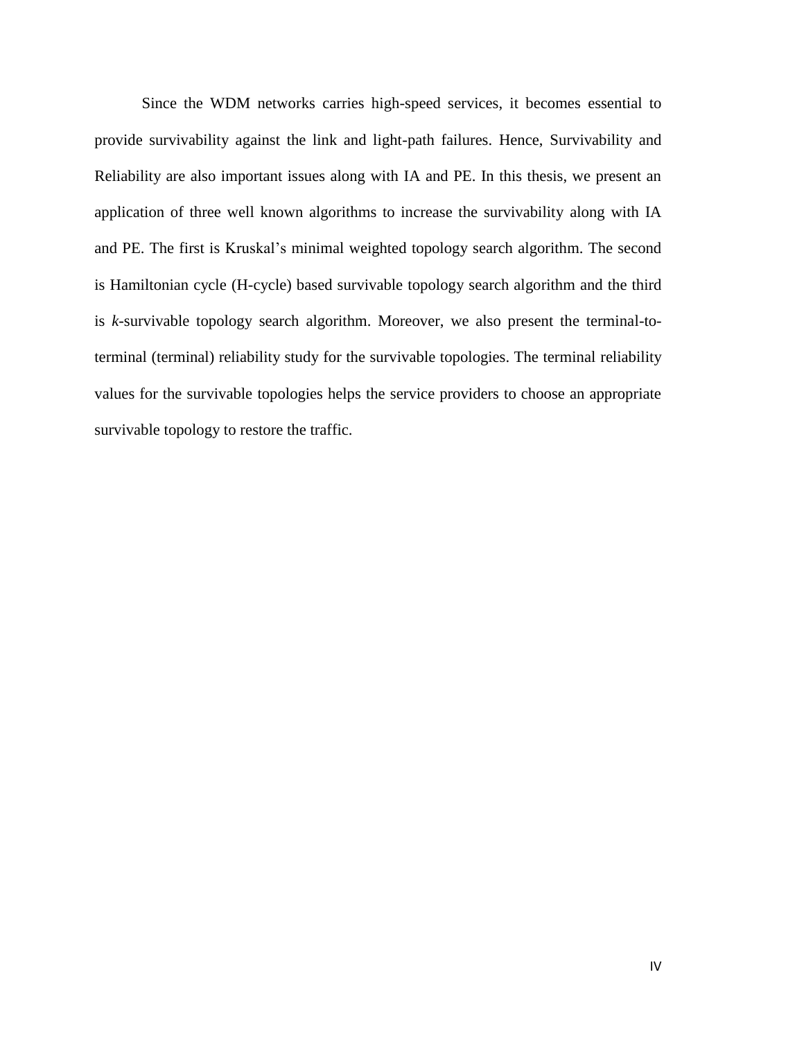Since the WDM networks carries high-speed services, it becomes essential to provide survivability against the link and light-path failures. Hence, Survivability and Reliability are also important issues along with IA and PE. In this thesis, we present an application of three well known algorithms to increase the survivability along with IA and PE. The first is Kruskal's minimal weighted topology search algorithm. The second is Hamiltonian cycle (H-cycle) based survivable topology search algorithm and the third is *k*-survivable topology search algorithm. Moreover, we also present the terminal-to-terminal (terminal) reliability study for the survivable topologies. The terminal reliability values for the survivable topologies helps the service providers to choose an appropriate survivable topology to restore the traffic.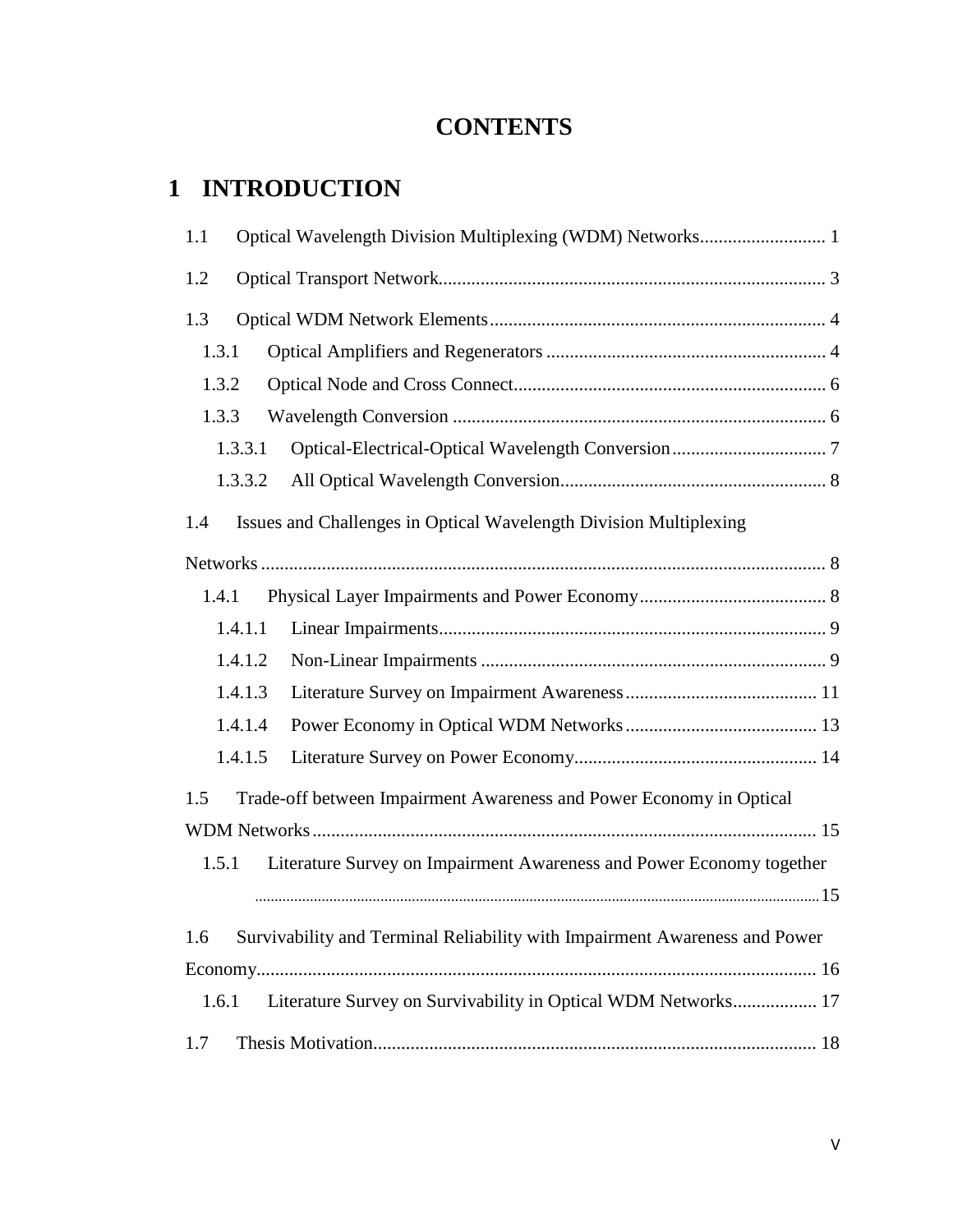# CONTENTS

## 1 INTRODUCTION

1.1 Optical Wavelength Division Multiplexing (WDM) Networks........................... 1

1.2 Optical Transport Network.................................................................................. 3

1.3 Optical WDM Network Elements....................................................................... 4

1.3.1 Optical Amplifiers and Regenerators ........................................................... 4

1.3.2 Optical Node and Cross Connect.................................................................. 6

1.3.3 Wavelength Conversion ............................................................................... 6

1.3.3.1 Optical-Electrical-Optical Wavelength Conversion................................. 7

1.3.3.2 All Optical Wavelength Conversion........................................................ 8

1.4 Issues and Challenges in Optical Wavelength Division Multiplexing Networks ........................................................................................................ 8

1.4.1 Physical Layer Impairments and Power Economy........................................ 8

1.4.1.1 Linear Impairments.................................................................................. 9

1.4.1.2 Non-Linear Impairments ......................................................................... 9

1.4.1.3 Literature Survey on Impairment Awareness......................................... 11

1.4.1.4 Power Economy in Optical WDM Networks......................................... 13

1.4.1.5 Literature Survey on Power Economy.................................................... 14

1.5 Trade-off between Impairment Awareness and Power Economy in Optical WDM Networks........................................................................................... 15

1.5.1 Literature Survey on Impairment Awareness and Power Economy together ........................................................................................................15

1.6 Survivability and Terminal Reliability with Impairment Awareness and Power Economy........................................................................................................ 16

1.6.1 Literature Survey on Survivability in Optical WDM Networks.................. 17

1.7 Thesis Motivation............................................................................................. 18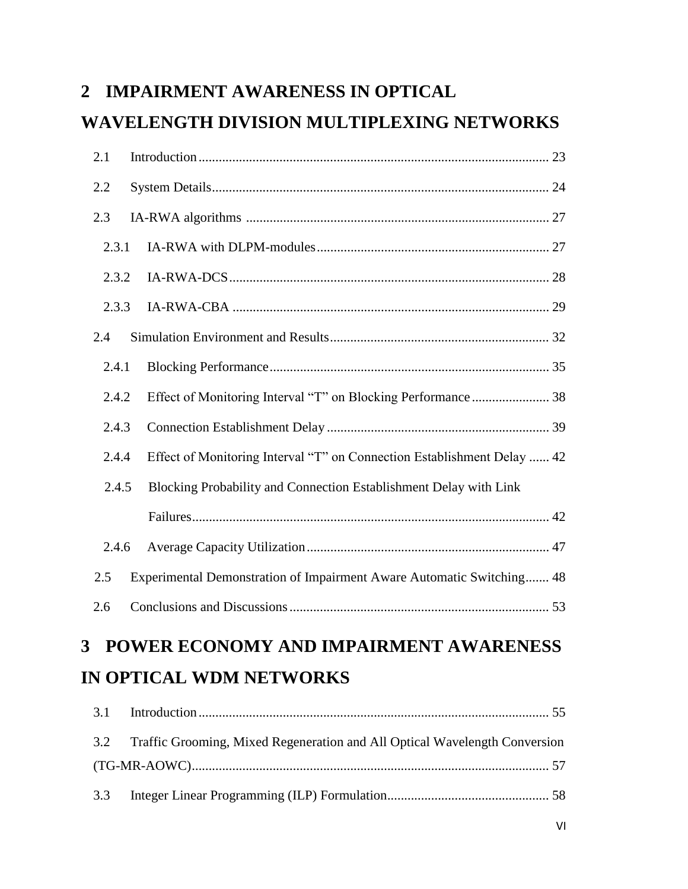# 2 IMPAIRMENT AWARENESS IN OPTICAL WAVELENGTH DIVISION MULTIPLEXING NETWORKS

2.1 Introduction ........................................................................................................ 23

2.2 System Details ..................................................................................................... 24

2.3 IA-RWA algorithms ........................................................................................... 27

2.3.1 IA-RWA with DLPM-modules ..................................................................... 27

2.3.2 IA-RWA-DCS ............................................................................................... 28

2.3.3 IA-RWA-CBA ............................................................................................... 29

2.4 Simulation Environment and Results ................................................................. 32

2.4.1 Blocking Performance .................................................................................. 35

2.4.2 Effect of Monitoring Interval “T” on Blocking Performance ....................... 38

2.4.3 Connection Establishment Delay .................................................................. 39

2.4.4 Effect of Monitoring Interval “T” on Connection Establishment Delay ...... 42

2.4.5 Blocking Probability and Connection Establishment Delay with Link Failures ........................................................................................................... 42

2.4.6 Average Capacity Utilization ........................................................................ 47

2.5 Experimental Demonstration of Impairment Aware Automatic Switching....... 48

2.6 Conclusions and Discussions ............................................................................. 53

# 3 POWER ECONOMY AND IMPAIRMENT AWARENESS IN OPTICAL WDM NETWORKS

3.1 Introduction ........................................................................................................ 55

3.2 Traffic Grooming, Mixed Regeneration and All Optical Wavelength Conversion (TG-MR-AOWC) ......................................................................................................... 57

3.3 Integer Linear Programming (ILP) Formulation ................................................ 58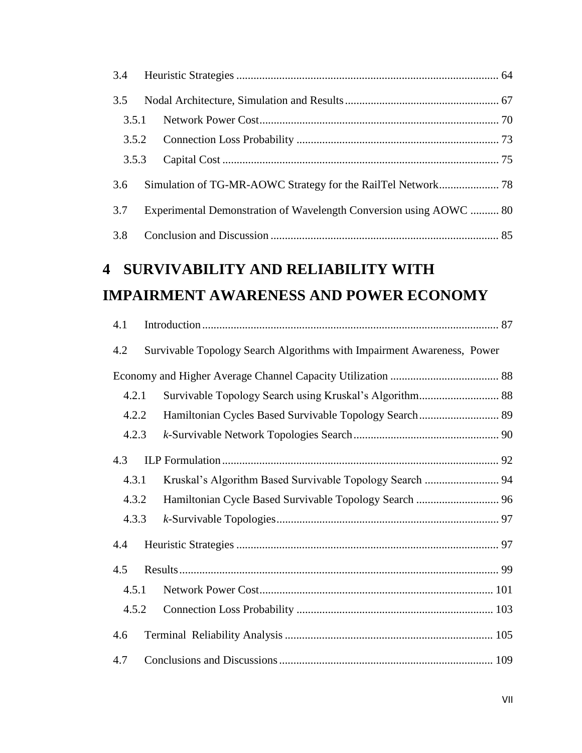3.4 Heuristic Strategies ........................................................................................... 64

3.5 Nodal Architecture, Simulation and Results ...................................................... 67

3.5.1 Network Power Cost ................................................................................... 70

3.5.2 Connection Loss Probability ...................................................................... 73

3.5.3 Capital Cost ................................................................................................ 75

3.6 Simulation of TG-MR-AOWC Strategy for the RailTel Network ..................... 78

3.7 Experimental Demonstration of Wavelength Conversion using AOWC .......... 80

3.8 Conclusion and Discussion ............................................................................... 85

# 4 SURVIVABILITY AND RELIABILITY WITH IMPAIRMENT AWARENESS AND POWER ECONOMY

4.1 Introduction ....................................................................................................... 87

4.2 Survivable Topology Search Algorithms with Impairment Awareness, Power Economy and Higher Average Channel Capacity Utilization ...................................... 88

4.2.1 Survivable Topology Search using Kruskal's Algorithm ............................ 88

4.2.2 Hamiltonian Cycles Based Survivable Topology Search ............................ 89

4.2.3 *k*-Survivable Network Topologies Search ................................................... 90

4.3 ILP Formulation ................................................................................................ 92

4.3.1 Kruskal's Algorithm Based Survivable Topology Search .......................... 94

4.3.2 Hamiltonian Cycle Based Survivable Topology Search ............................. 96

4.3.3 *k*-Survivable Topologies ............................................................................. 97

4.4 Heuristic Strategies ........................................................................................... 97

4.5 Results ............................................................................................................... 99

4.5.1 Network Power Cost .................................................................................. 101

4.5.2 Connection Loss Probability ..................................................................... 103

4.6 Terminal Reliability Analysis ......................................................................... 105

4.7 Conclusions and Discussions ........................................................................... 109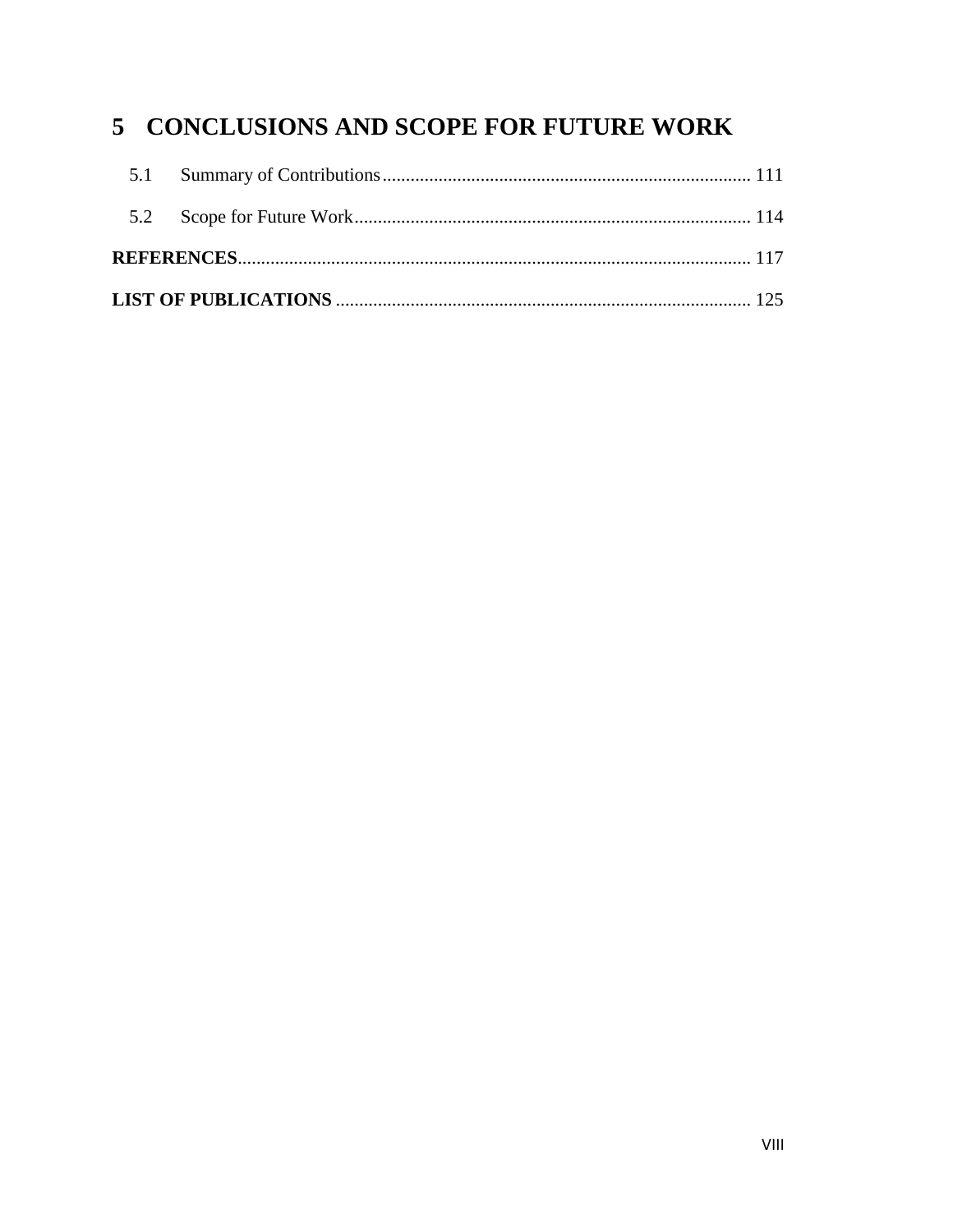# 5 CONCLUSIONS AND SCOPE FOR FUTURE WORK

5.1 Summary of Contributions ........................................................................ 111

5.2 Scope for Future Work ............................................................................. 114

**REFERENCES** ................................................................................................ 117

**LIST OF PUBLICATIONS** ............................................................................... 125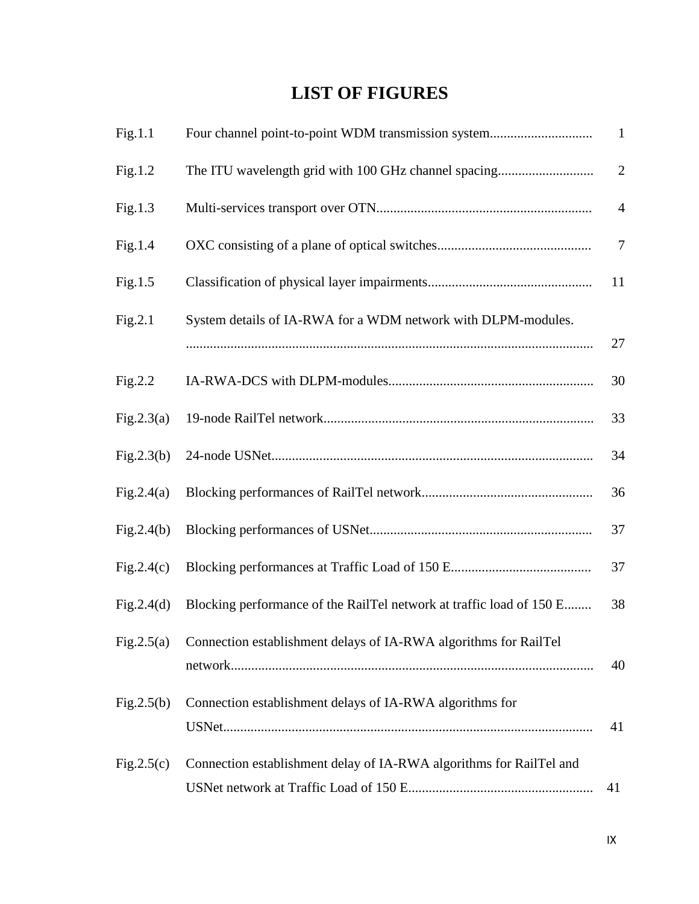# LIST OF FIGURES

| | | |
|---|---|---|
| Fig.1.1 | Four channel point-to-point WDM transmission system.............................. | 1 |
| Fig.1.2 | The ITU wavelength grid with 100 GHz channel spacing............................ | 2 |
| Fig.1.3 | Multi-services transport over OTN.............................................................. | 4 |
| Fig.1.4 | OXC consisting of a plane of optical switches............................................. | 7 |
| Fig.1.5 | Classification of physical layer impairments................................................ | 11 |
| Fig.2.1 | System details of IA-RWA for a WDM network with DLPM-modules. ...................................................................................................................... | 27 |
| Fig.2.2 | IA-RWA-DCS with DLPM-modules............................................................ | 30 |
| Fig.2.3(a) | 19-node RailTel network............................................................................... | 33 |
| Fig.2.3(b) | 24-node USNet.............................................................................................. | 34 |
| Fig.2.4(a) | Blocking performances of RailTel network.................................................. | 36 |
| Fig.2.4(b) | Blocking performances of USNet................................................................. | 37 |
| Fig.2.4(c) | Blocking performances at Traffic Load of 150 E......................................... | 37 |
| Fig.2.4(d) | Blocking performance of the RailTel network at traffic load of 150 E........ | 38 |
| Fig.2.5(a) | Connection establishment delays of IA-RWA algorithms for RailTel network......................................................................................................... | 40 |
| Fig.2.5(b) | Connection establishment delays of IA-RWA algorithms for USNet........................................................................................................... | 41 |
| Fig.2.5(c) | Connection establishment delay of IA-RWA algorithms for RailTel and USNet network at Traffic Load of 150 E...................................................... | 41 |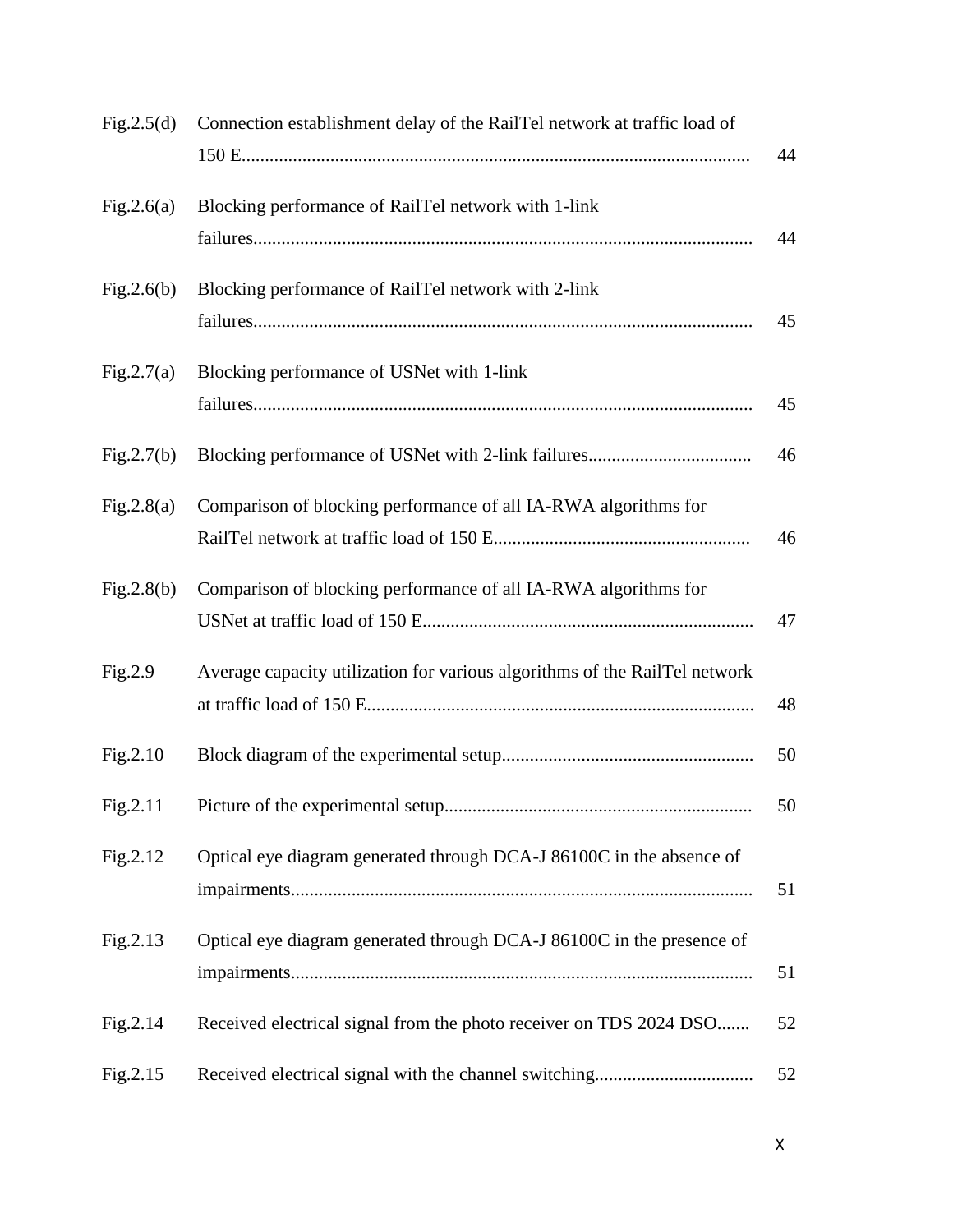| | | |
|---|---|---|
| Fig.2.5(d) | Connection establishment delay of the RailTel network at traffic load of 150 E | 44 |
| Fig.2.6(a) | Blocking performance of RailTel network with 1-link failures | 44 |
| Fig.2.6(b) | Blocking performance of RailTel network with 2-link failures | 45 |
| Fig.2.7(a) | Blocking performance of USNet with 1-link failures | 45 |
| Fig.2.7(b) | Blocking performance of USNet with 2-link failures | 46 |
| Fig.2.8(a) | Comparison of blocking performance of all IA-RWA algorithms for RailTel network at traffic load of 150 E | 46 |
| Fig.2.8(b) | Comparison of blocking performance of all IA-RWA algorithms for USNet at traffic load of 150 E | 47 |
| Fig.2.9 | Average capacity utilization for various algorithms of the RailTel network at traffic load of 150 E | 48 |
| Fig.2.10 | Block diagram of the experimental setup | 50 |
| Fig.2.11 | Picture of the experimental setup | 50 |
| Fig.2.12 | Optical eye diagram generated through DCA-J 86100C in the absence of impairments | 51 |
| Fig.2.13 | Optical eye diagram generated through DCA-J 86100C in the presence of impairments | 51 |
| Fig.2.14 | Received electrical signal from the photo receiver on TDS 2024 DSO | 52 |
| Fig.2.15 | Received electrical signal with the channel switching | 52 |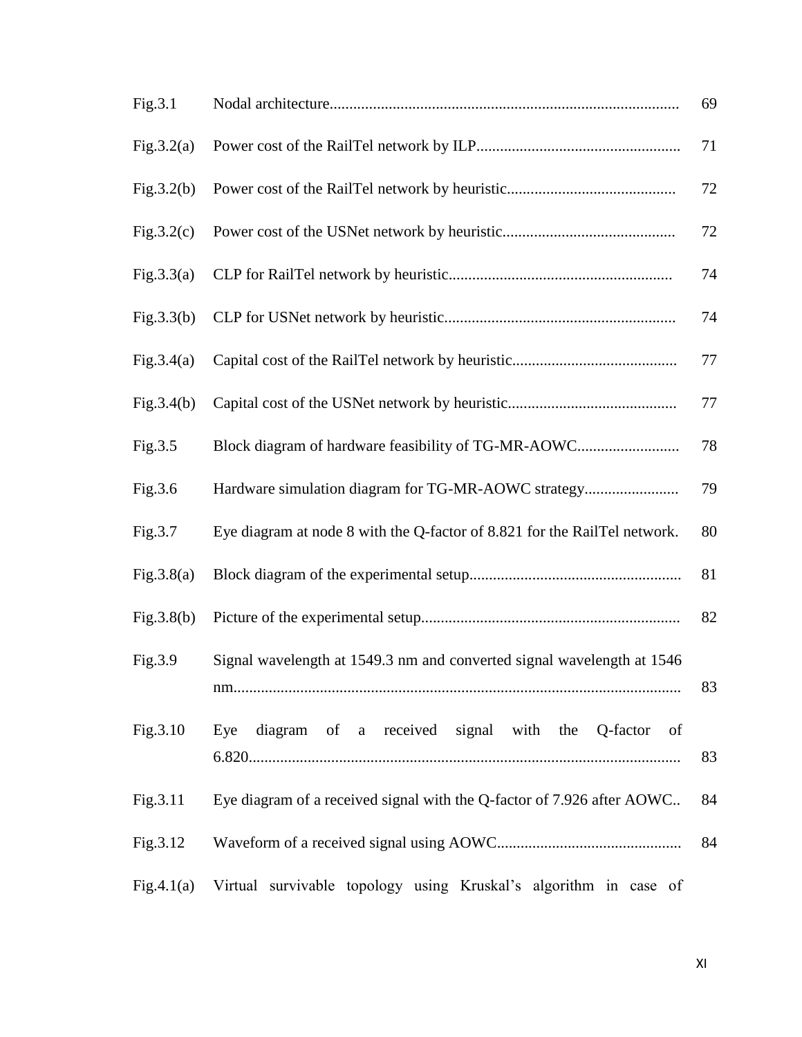| | | |
|---|---|---|
| Fig.3.1 | Nodal architecture | 69 |
| Fig.3.2(a) | Power cost of the RailTel network by ILP | 71 |
| Fig.3.2(b) | Power cost of the RailTel network by heuristic | 72 |
| Fig.3.2(c) | Power cost of the USNet network by heuristic | 72 |
| Fig.3.3(a) | CLP for RailTel network by heuristic | 74 |
| Fig.3.3(b) | CLP for USNet network by heuristic | 74 |
| Fig.3.4(a) | Capital cost of the RailTel network by heuristic | 77 |
| Fig.3.4(b) | Capital cost of the USNet network by heuristic | 77 |
| Fig.3.5 | Block diagram of hardware feasibility of TG-MR-AOWC | 78 |
| Fig.3.6 | Hardware simulation diagram for TG-MR-AOWC strategy | 79 |
| Fig.3.7 | Eye diagram at node 8 with the Q-factor of 8.821 for the RailTel network. | 80 |
| Fig.3.8(a) | Block diagram of the experimental setup | 81 |
| Fig.3.8(b) | Picture of the experimental setup | 82 |
| Fig.3.9 | Signal wavelength at 1549.3 nm and converted signal wavelength at 1546 nm | 83 |
| Fig.3.10 | Eye diagram of a received signal with the Q-factor of 6.820 | 83 |
| Fig.3.11 | Eye diagram of a received signal with the Q-factor of 7.926 after AOWC. | 84 |
| Fig.3.12 | Waveform of a received signal using AOWC | 84 |
| Fig.4.1(a) | Virtual survivable topology using Kruskal's algorithm in case of | |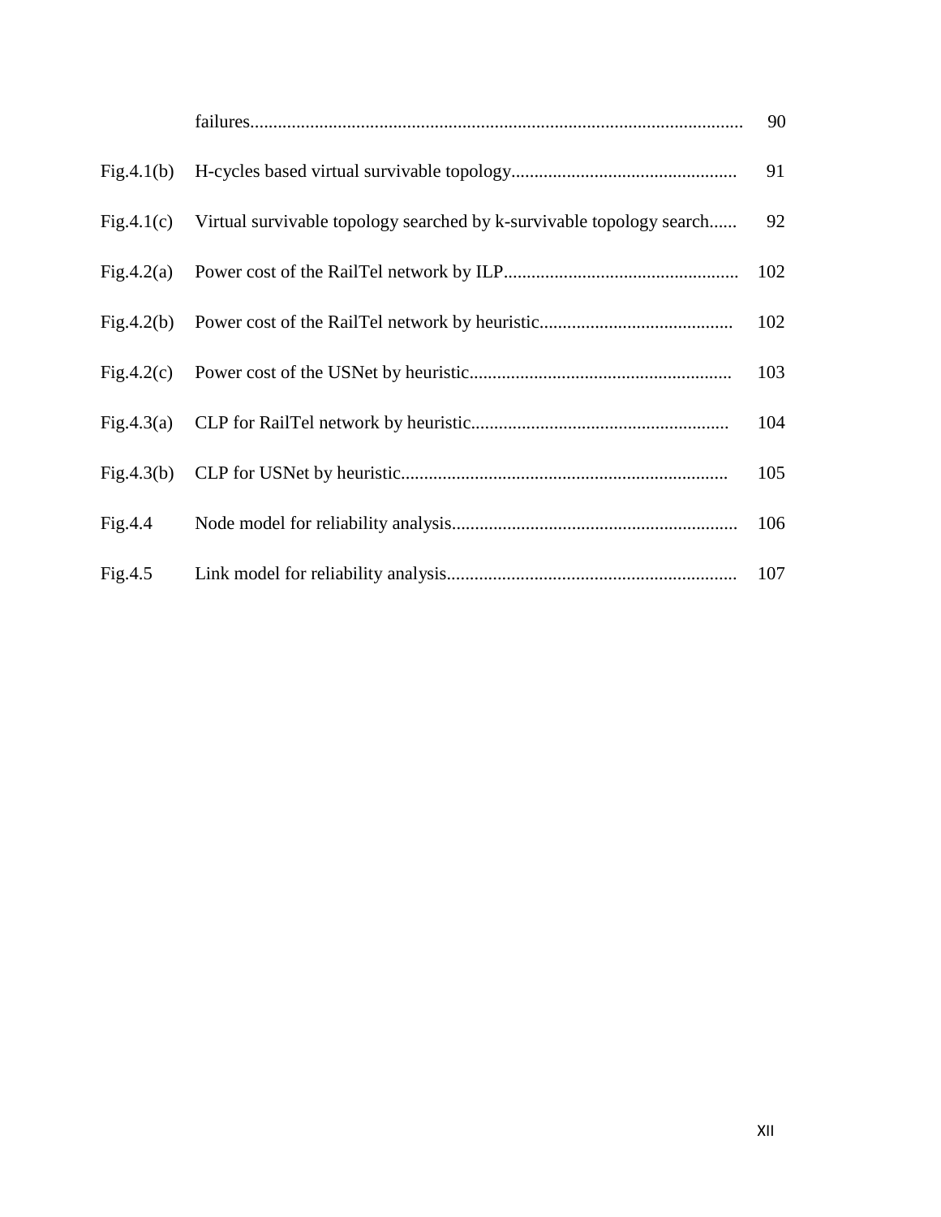| | | |
|---|---|---|
| | failures | 90 |
| Fig.4.1(b) | H-cycles based virtual survivable topology | 91 |
| Fig.4.1(c) | Virtual survivable topology searched by k-survivable topology search | 92 |
| Fig.4.2(a) | Power cost of the RailTel network by ILP | 102 |
| Fig.4.2(b) | Power cost of the RailTel network by heuristic | 102 |
| Fig.4.2(c) | Power cost of the USNet by heuristic | 103 |
| Fig.4.3(a) | CLP for RailTel network by heuristic | 104 |
| Fig.4.3(b) | CLP for USNet by heuristic | 105 |
| Fig.4.4 | Node model for reliability analysis | 106 |
| Fig.4.5 | Link model for reliability analysis | 107 |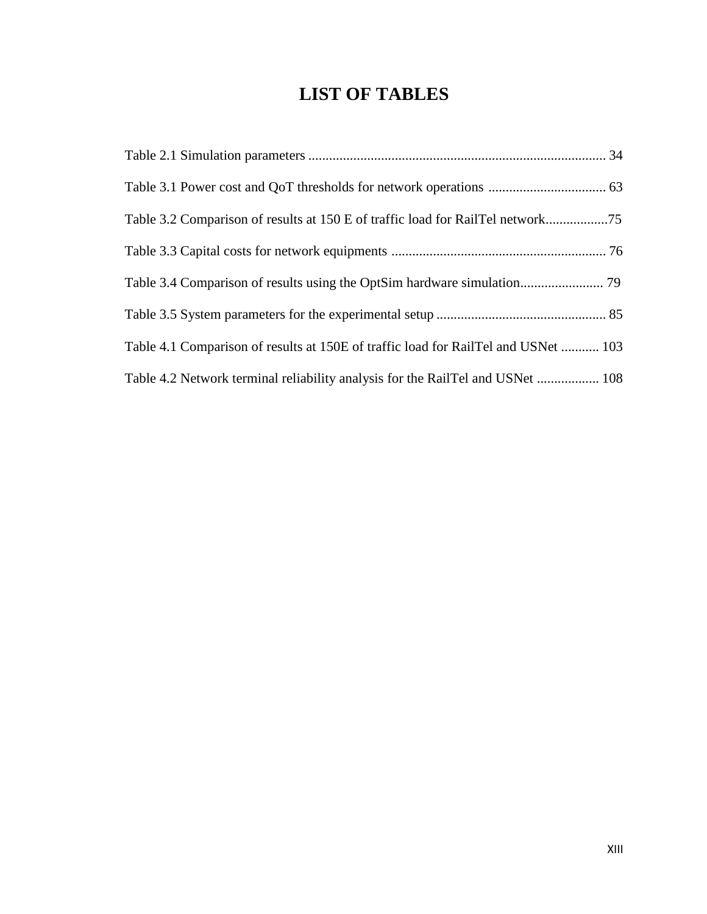# LIST OF TABLES

Table 2.1 Simulation parameters ..................................................................................... 34

Table 3.1 Power cost and QoT thresholds for network operations .................................. 63

Table 3.2 Comparison of results at 150 E of traffic load for RailTel network..................75

Table 3.3 Capital costs for network equipments ............................................................. 76

Table 3.4 Comparison of results using the OptSim hardware simulation........................ 79

Table 3.5 System parameters for the experimental setup ................................................. 85

Table 4.1 Comparison of results at 150E of traffic load for RailTel and USNet ........... 103

Table 4.2 Network terminal reliability analysis for the RailTel and USNet .................. 108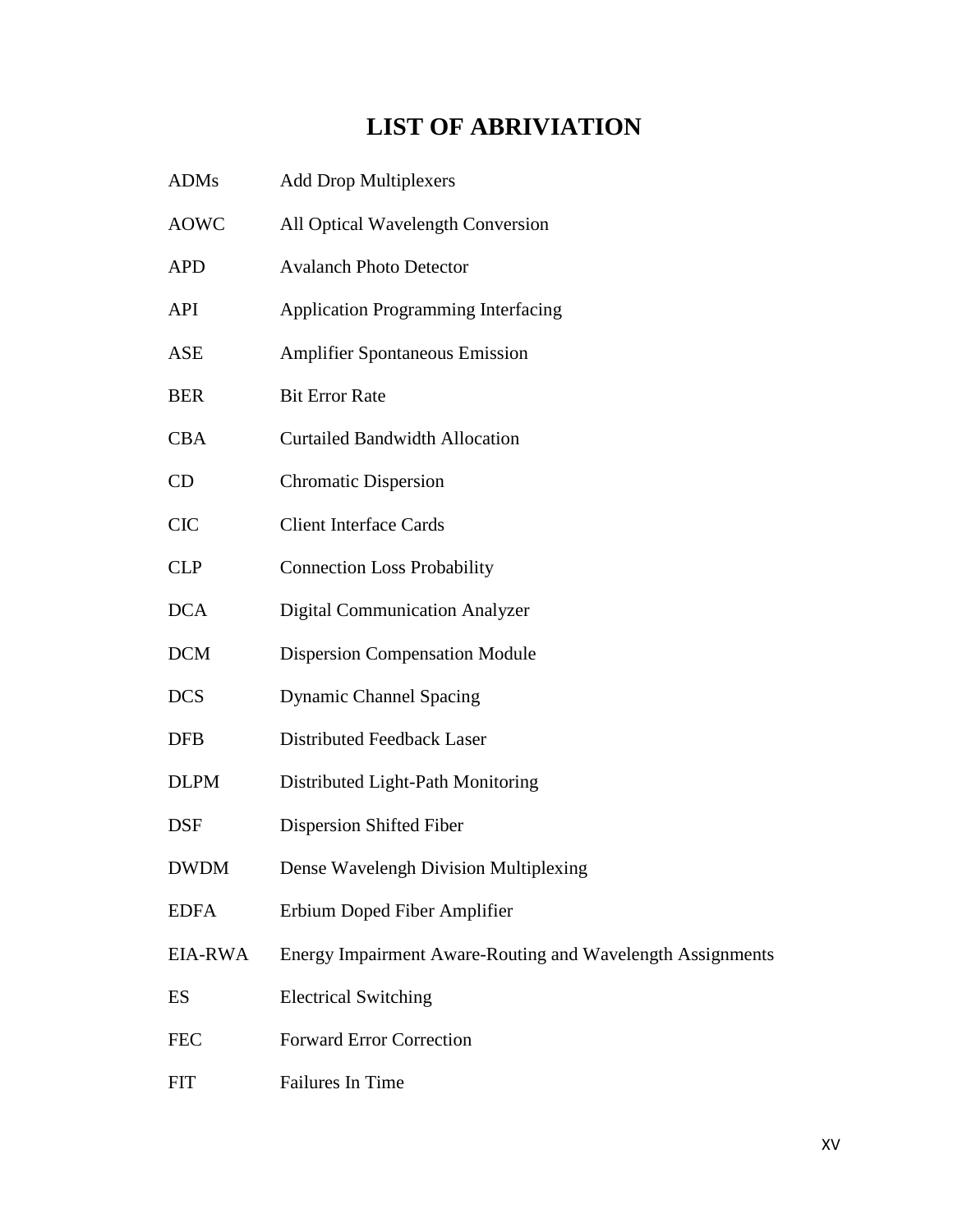# LIST OF ABRIVIATION

| | |
|---|---|
| ADMs | Add Drop Multiplexers |
| AOWC | All Optical Wavelength Conversion |
| APD | Avalanch Photo Detector |
| API | Application Programming Interfacing |
| ASE | Amplifier Spontaneous Emission |
| BER | Bit Error Rate |
| CBA | Curtailed Bandwidth Allocation |
| CD | Chromatic Dispersion |
| CIC | Client Interface Cards |
| CLP | Connection Loss Probability |
| DCA | Digital Communication Analyzer |
| DCM | Dispersion Compensation Module |
| DCS | Dynamic Channel Spacing |
| DFB | Distributed Feedback Laser |
| DLPM | Distributed Light-Path Monitoring |
| DSF | Dispersion Shifted Fiber |
| DWDM | Dense Wavelengh Division Multiplexing |
| EDFA | Erbium Doped Fiber Amplifier |
| EIA-RWA | Energy Impairment Aware-Routing and Wavelength Assignments |
| ES | Electrical Switching |
| FEC | Forward Error Correction |
| FIT | Failures In Time |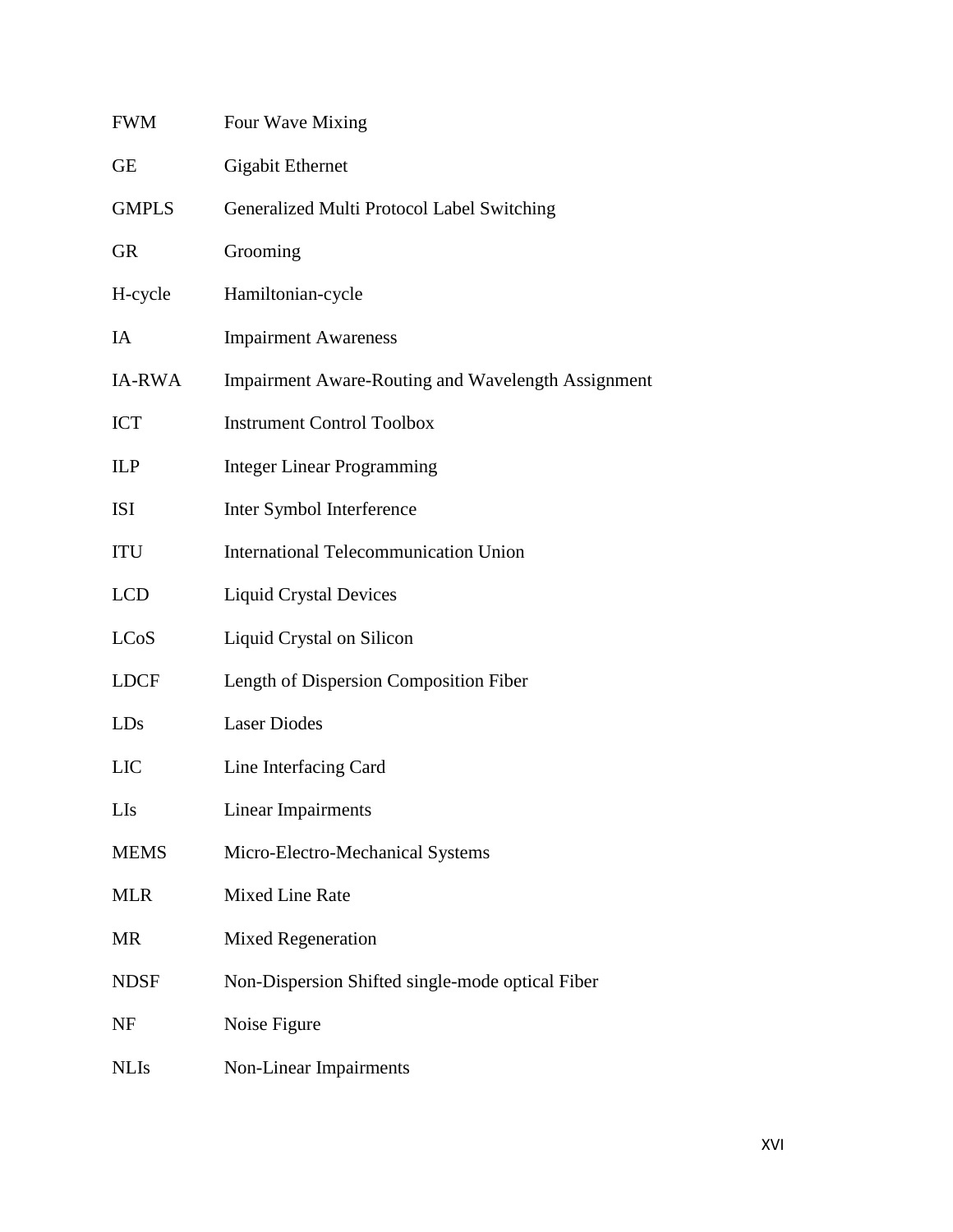| | |
|---|---|
| FWM | Four Wave Mixing |
| GE | Gigabit Ethernet |
| GMPLS | Generalized Multi Protocol Label Switching |
| GR | Grooming |
| H-cycle | Hamiltonian-cycle |
| IA | Impairment Awareness |
| IA-RWA | Impairment Aware-Routing and Wavelength Assignment |
| ICT | Instrument Control Toolbox |
| ILP | Integer Linear Programming |
| ISI | Inter Symbol Interference |
| ITU | International Telecommunication Union |
| LCD | Liquid Crystal Devices |
| LCoS | Liquid Crystal on Silicon |
| LDCF | Length of Dispersion Composition Fiber |
| LDs | Laser Diodes |
| LIC | Line Interfacing Card |
| LIs | Linear Impairments |
| MEMS | Micro-Electro-Mechanical Systems |
| MLR | Mixed Line Rate |
| MR | Mixed Regeneration |
| NDSF | Non-Dispersion Shifted single-mode optical Fiber |
| NF | Noise Figure |
| NLIs | Non-Linear Impairments |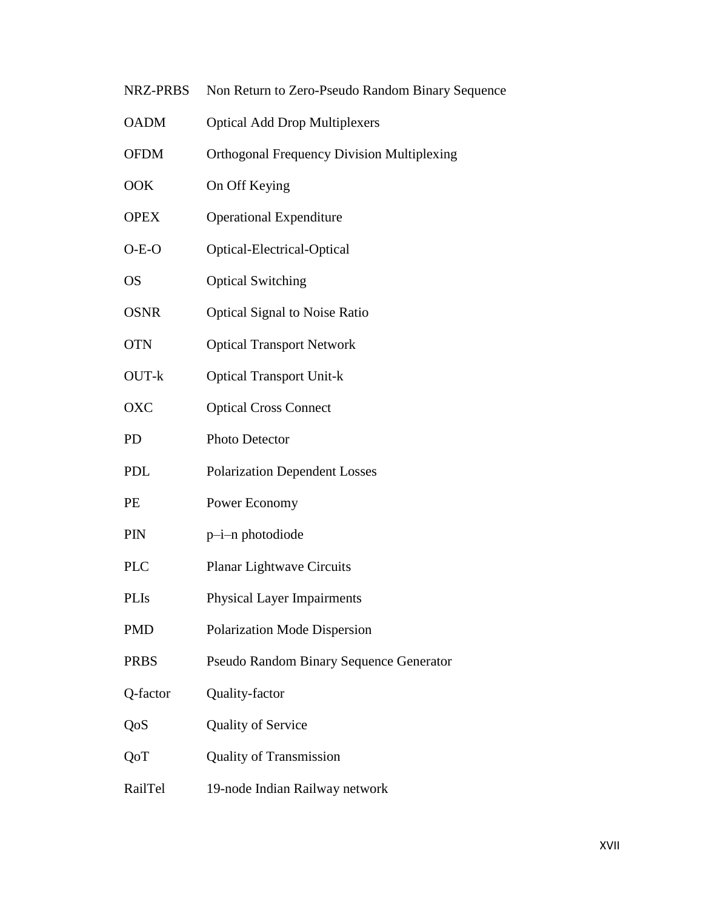| | |
|---|---|
| NRZ-PRBS | Non Return to Zero-Pseudo Random Binary Sequence |
| OADM | Optical Add Drop Multiplexers |
| OFDM | Orthogonal Frequency Division Multiplexing |
| OOK | On Off Keying |
| OPEX | Operational Expenditure |
| O-E-O | Optical-Electrical-Optical |
| OS | Optical Switching |
| OSNR | Optical Signal to Noise Ratio |
| OTN | Optical Transport Network |
| OUT-k | Optical Transport Unit-k |
| OXC | Optical Cross Connect |
| PD | Photo Detector |
| PDL | Polarization Dependent Losses |
| PE | Power Economy |
| PIN | p–i–n photodiode |
| PLC | Planar Lightwave Circuits |
| PLIs | Physical Layer Impairments |
| PMD | Polarization Mode Dispersion |
| PRBS | Pseudo Random Binary Sequence Generator |
| Q-factor | Quality-factor |
| QoS | Quality of Service |
| QoT | Quality of Transmission |
| RailTel | 19-node Indian Railway network |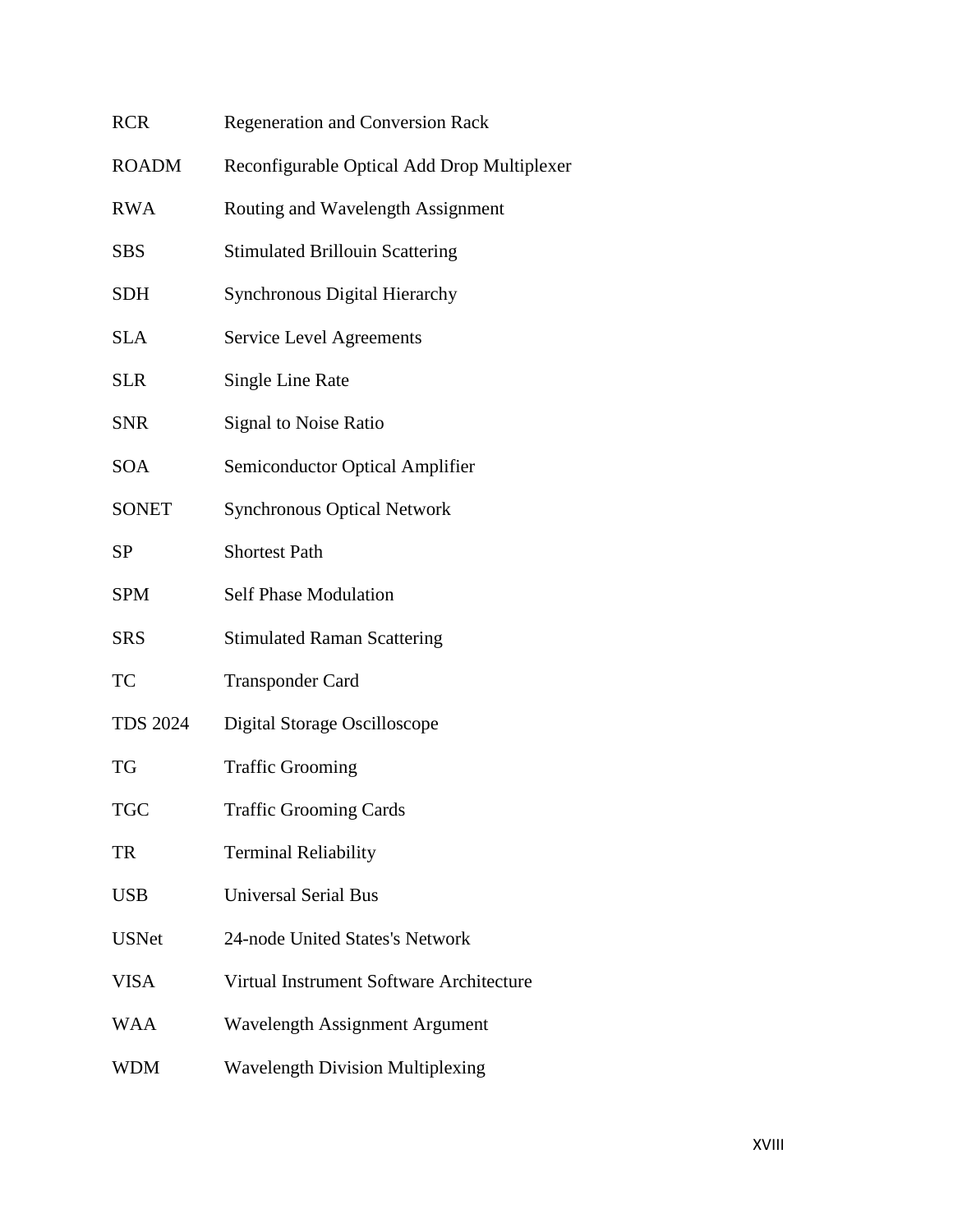| | |
|---|---|
| RCR | Regeneration and Conversion Rack |
| ROADM | Reconfigurable Optical Add Drop Multiplexer |
| RWA | Routing and Wavelength Assignment |
| SBS | Stimulated Brillouin Scattering |
| SDH | Synchronous Digital Hierarchy |
| SLA | Service Level Agreements |
| SLR | Single Line Rate |
| SNR | Signal to Noise Ratio |
| SOA | Semiconductor Optical Amplifier |
| SONET | Synchronous Optical Network |
| SP | Shortest Path |
| SPM | Self Phase Modulation |
| SRS | Stimulated Raman Scattering |
| TC | Transponder Card |
| TDS 2024 | Digital Storage Oscilloscope |
| TG | Traffic Grooming |
| TGC | Traffic Grooming Cards |
| TR | Terminal Reliability |
| USB | Universal Serial Bus |
| USNet | 24-node United States's Network |
| VISA | Virtual Instrument Software Architecture |
| WAA | Wavelength Assignment Argument |
| WDM | Wavelength Division Multiplexing |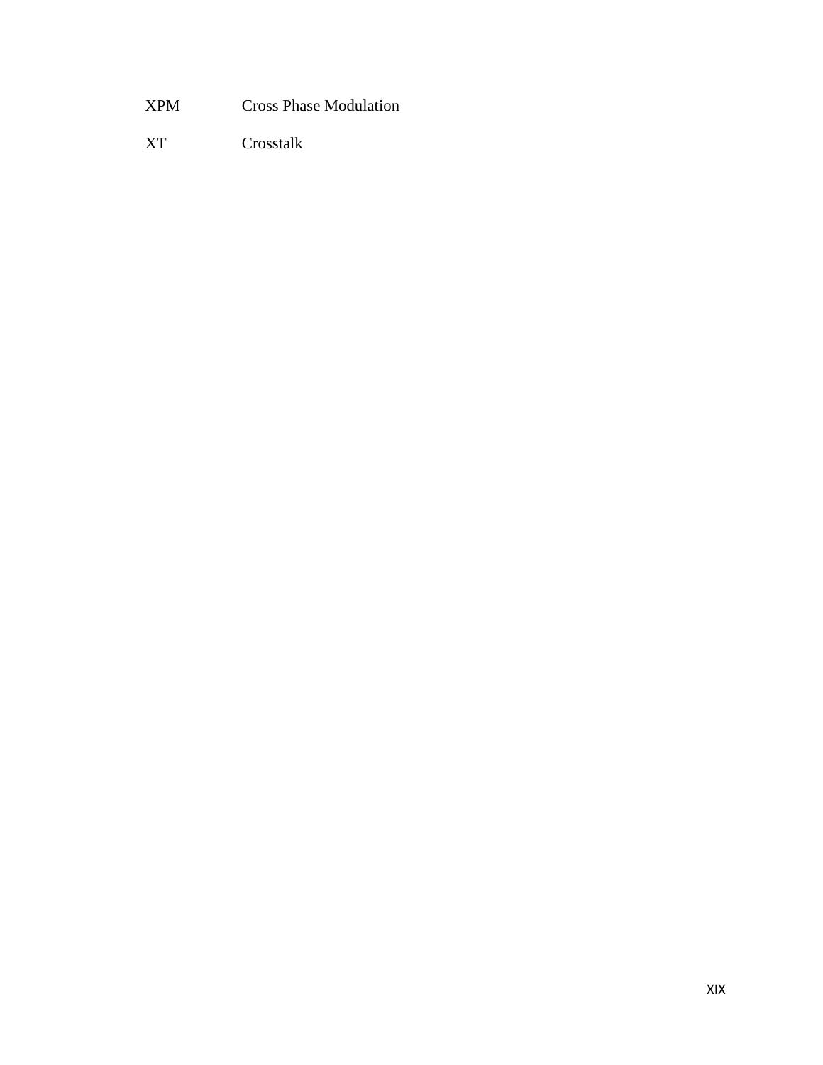| | |
|---|---|
| XPM | Cross Phase Modulation |
| XT | Crosstalk |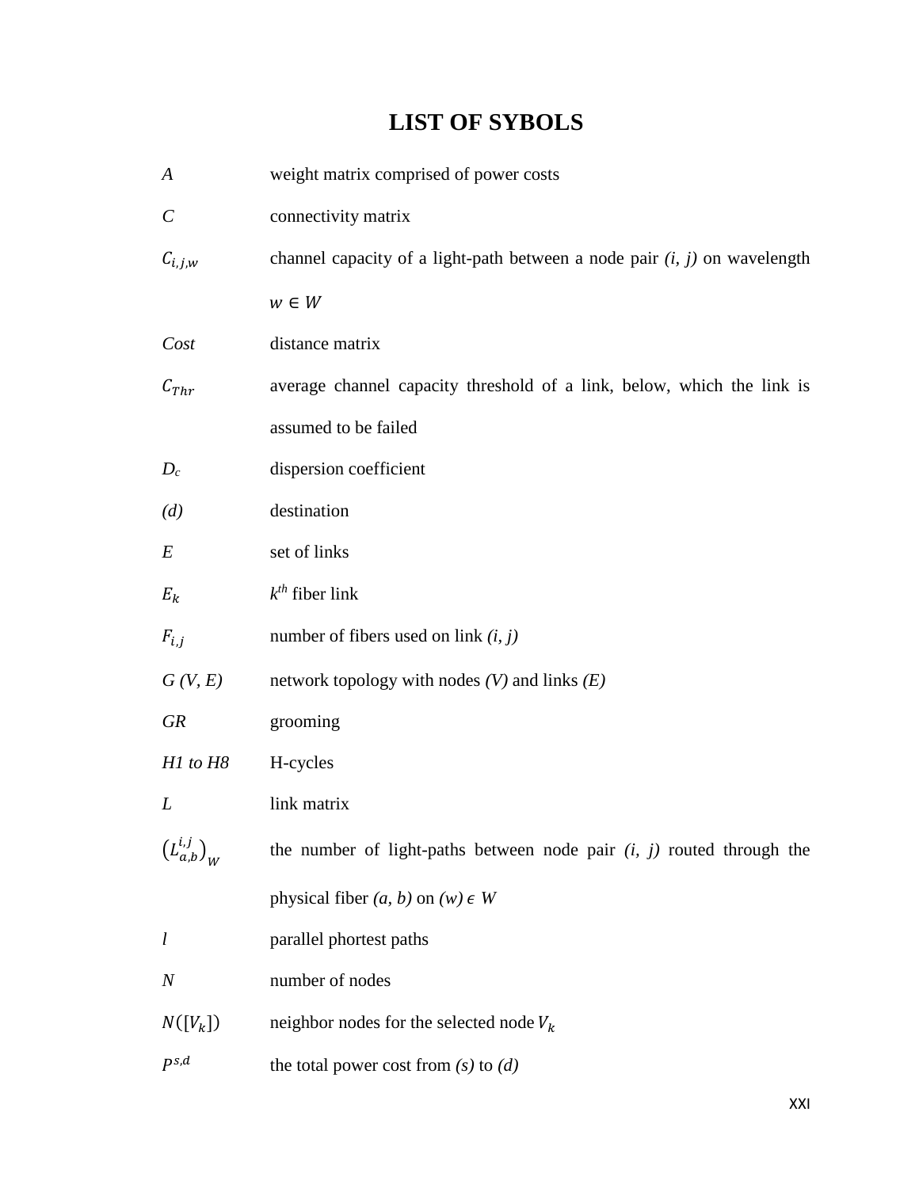# LIST OF SYBOLS

| | |
|---|---|
| $A$ | weight matrix comprised of power costs |
| $C$ | connectivity matrix |
| $C_{i,j,w}$ | channel capacity of a light-path between a node pair *(i, j)* on wavelength $w \in W$ |
| *Cost* | distance matrix |
| $C_{Thr}$ | average channel capacity threshold of a link, below, which the link is assumed to be failed |
| $D_c$ | dispersion coefficient |
| *(d)* | destination |
| *E* | set of links |
| $E_k$ | $k^{th}$ fiber link |
| $F_{i,j}$ | number of fibers used on link *(i, j)* |
| *G (V, E)* | network topology with nodes *(V)* and links *(E)* |
| *GR* | grooming |
| *H1 to H8* | H-cycles |
| *L* | link matrix |
| $\left(L_{a,b}^{i,j}\right)_W$ | the number of light-paths between node pair *(i, j)* routed through the physical fiber *(a, b)* on $(w) \epsilon W$ |
| *l* | parallel phortest paths |
| *N* | number of nodes |
| $N([V_k])$ | neighbor nodes for the selected node $V_k$ |
| $P^{s,d}$ | the total power cost from *(s)* to *(d)* |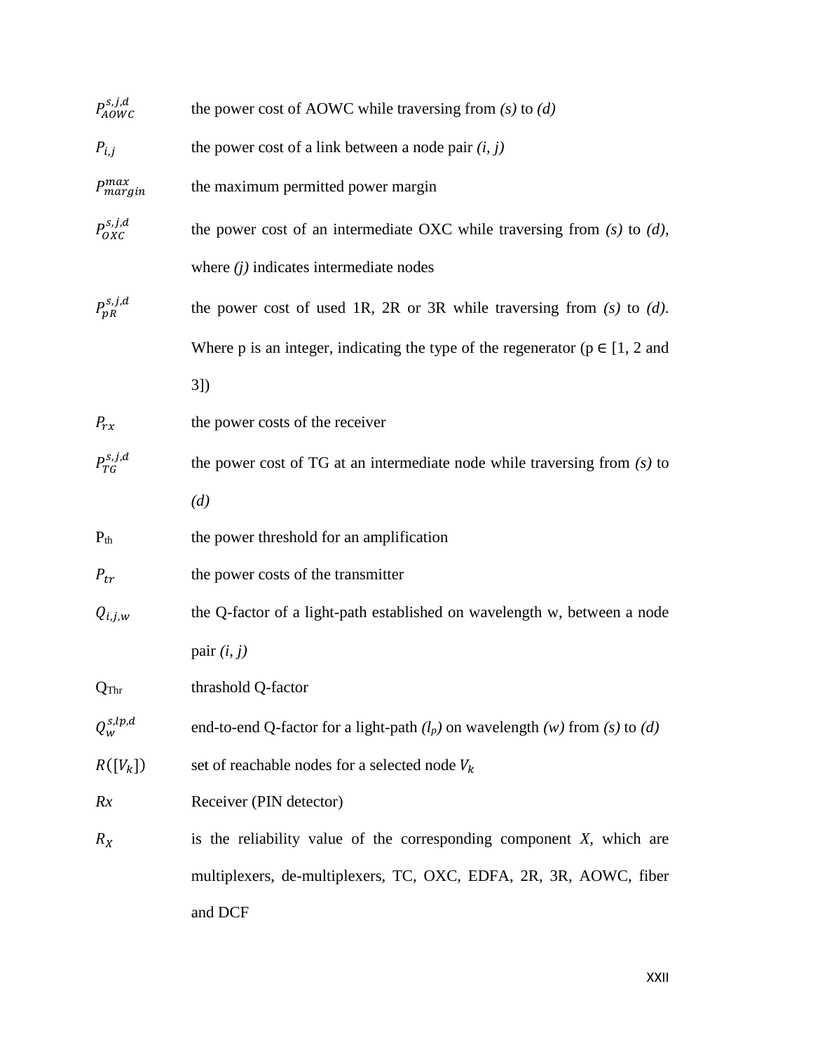| | |
|---|---|
| $P_{AOWC}^{s,j,d}$ | the power cost of AOWC while traversing from *(s)* to *(d)* |
| $P_{i,j}$ | the power cost of a link between a node pair *(i, j)* |
| $P_{margin}^{max}$ | the maximum permitted power margin |
| $P_{OXC}^{s,j,d}$ | the power cost of an intermediate OXC while traversing from *(s)* to *(d)*, where *(j)* indicates intermediate nodes |
| $P_{pR}^{s,j,d}$ | the power cost of used 1R, 2R or 3R while traversing from *(s)* to *(d)*. Where p is an integer, indicating the type of the regenerator (p ∈ [1, 2 and 3]) |
| $P_{rx}$ | the power costs of the receiver |
| $P_{TG}^{s,j,d}$ | the power cost of TG at an intermediate node while traversing from *(s)* to *(d)* |
| $P_{th}$ | the power threshold for an amplification |
| $P_{tr}$ | the power costs of the transmitter |
| $Q_{i,j,w}$ | the Q-factor of a light-path established on wavelength w, between a node pair *(i, j)* |
| $Q_{Thr}$ | thrashold Q-factor |
| $Q_{w}^{s,lp,d}$ | end-to-end Q-factor for a light-path *($l_p$)* on wavelength *(w)* from *(s)* to *(d)* |
| $R([V_k])$ | set of reachable nodes for a selected node $V_k$ |
| *Rx* | Receiver (PIN detector) |
| $R_X$ | is the reliability value of the corresponding component *X*, which are multiplexers, de-multiplexers, TC, OXC, EDFA, 2R, 3R, AOWC, fiber and DCF |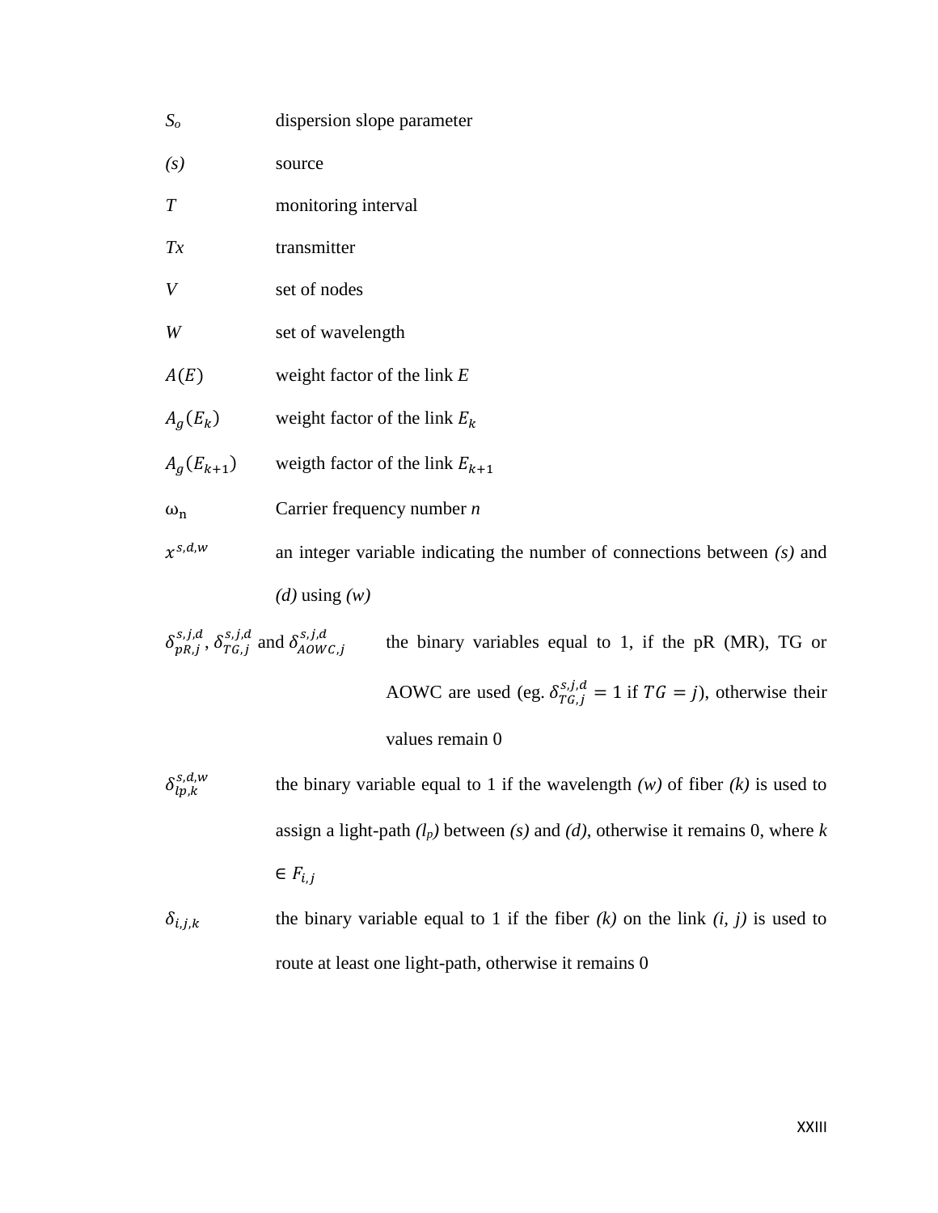| | |
|---|---|
| $S_o$ | dispersion slope parameter |
| *(s)* | source |
| *T* | monitoring interval |
| *Tx* | transmitter |
| *V* | set of nodes |
| *W* | set of wavelength |
| $A(E)$ | weight factor of the link *E* |
| $A_g(E_k)$ | weight factor of the link $E_k$ |
| $A_g(E_{k+1})$ | weigth factor of the link $E_{k+1}$ |
| $\omega_n$ | Carrier frequency number *n* |
| $x^{s,d,w}$ | an integer variable indicating the number of connections between *(s)* and *(d)* using *(w)* |
| $\delta^{s,j,d}_{pR,j}$ , $\delta^{s,j,d}_{TG,j}$ and $\delta^{s,j,d}_{AOWC,j}$ | the binary variables equal to 1, if the pR (MR), TG or AOWC are used (eg. $\delta^{s,j,d}_{TG,j} = 1$ if $TG = j$), otherwise their values remain 0 |
| $\delta^{s,d,w}_{lp,k}$ | the binary variable equal to 1 if the wavelength *(w)* of fiber *(k)* is used to assign a light-path *($l_p$)* between *(s)* and *(d)*, otherwise it remains 0, where $k \in F_{i,j}$ |
| $\delta_{i,j,k}$ | the binary variable equal to 1 if the fiber *(k)* on the link *(i, j)* is used to route at least one light-path, otherwise it remains 0 |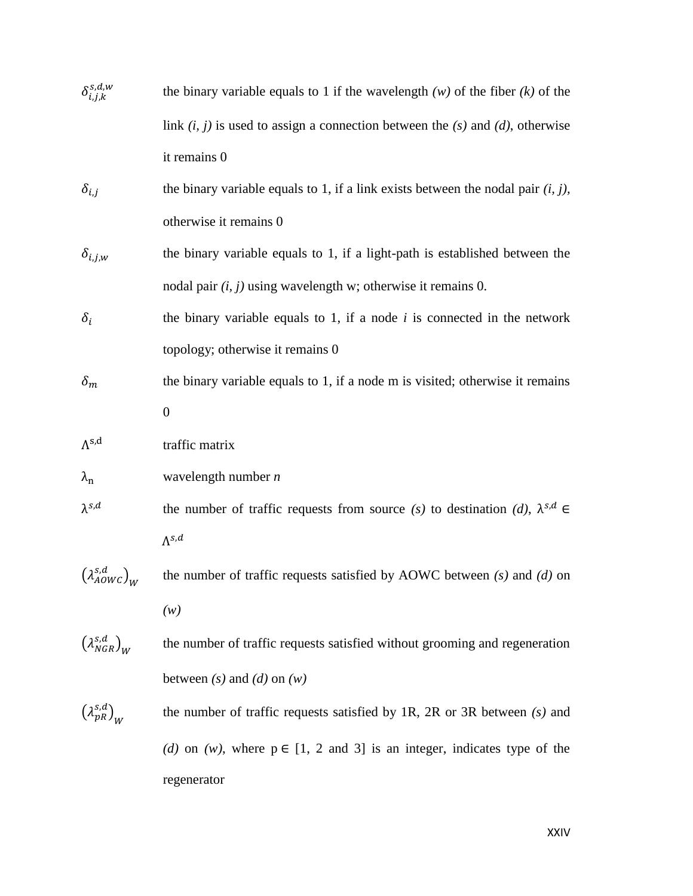| | |
|---|---|
| $\delta_{i,j,k}^{s,d,w}$ | the binary variable equals to 1 if the wavelength *(w)* of the fiber *(k)* of the link *(i, j)* is used to assign a connection between the *(s)* and *(d)*, otherwise it remains 0 |
| $\delta_{i,j}$ | the binary variable equals to 1, if a link exists between the nodal pair *(i, j)*, otherwise it remains 0 |
| $\delta_{i,j,w}$ | the binary variable equals to 1, if a light-path is established between the nodal pair *(i, j)* using wavelength w; otherwise it remains 0. |
| $\delta_{i}$ | the binary variable equals to 1, if a node *i* is connected in the network topology; otherwise it remains 0 |
| $\delta_{m}$ | the binary variable equals to 1, if a node m is visited; otherwise it remains 0 |
| $\Lambda^{s,d}$ | traffic matrix |
| $\lambda_{n}$ | wavelength number *n* |
| $\lambda^{s,d}$ | the number of traffic requests from source *(s)* to destination *(d)*, $\lambda^{s,d} \in \Lambda^{s,d}$ |
| $\left(\lambda_{AOWC}^{s,d}\right)_{W}$ | the number of traffic requests satisfied by AOWC between *(s)* and *(d)* on *(w)* |
| $\left(\lambda_{NGR}^{s,d}\right)_{W}$ | the number of traffic requests satisfied without grooming and regeneration between *(s)* and *(d)* on *(w)* |
| $\left(\lambda_{pR}^{s,d}\right)_{W}$ | the number of traffic requests satisfied by 1R, 2R or 3R between *(s)* and *(d)* on *(w)*, where $p \in$ [1, 2 and 3] is an integer, indicates type of the regenerator |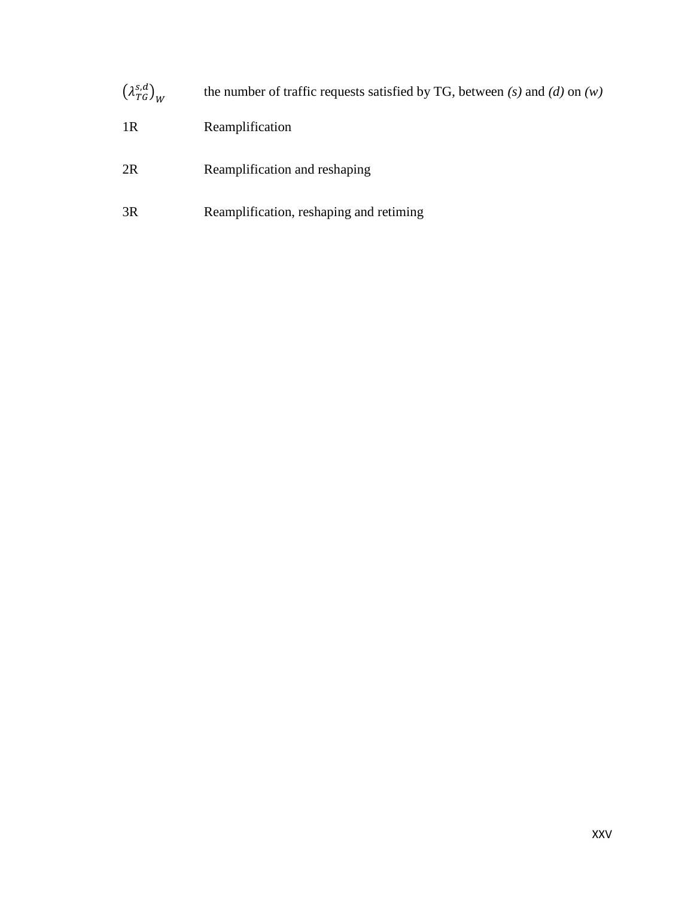| | |
|---|---|
| $\left(\lambda_{TG}^{s,d}\right)_W$ | the number of traffic requests satisfied by TG, between *(s)* and *(d)* on *(w)* |
| 1R | Reamplification |
| 2R | Reamplification and reshaping |
| 3R | Reamplification, reshaping and retiming |